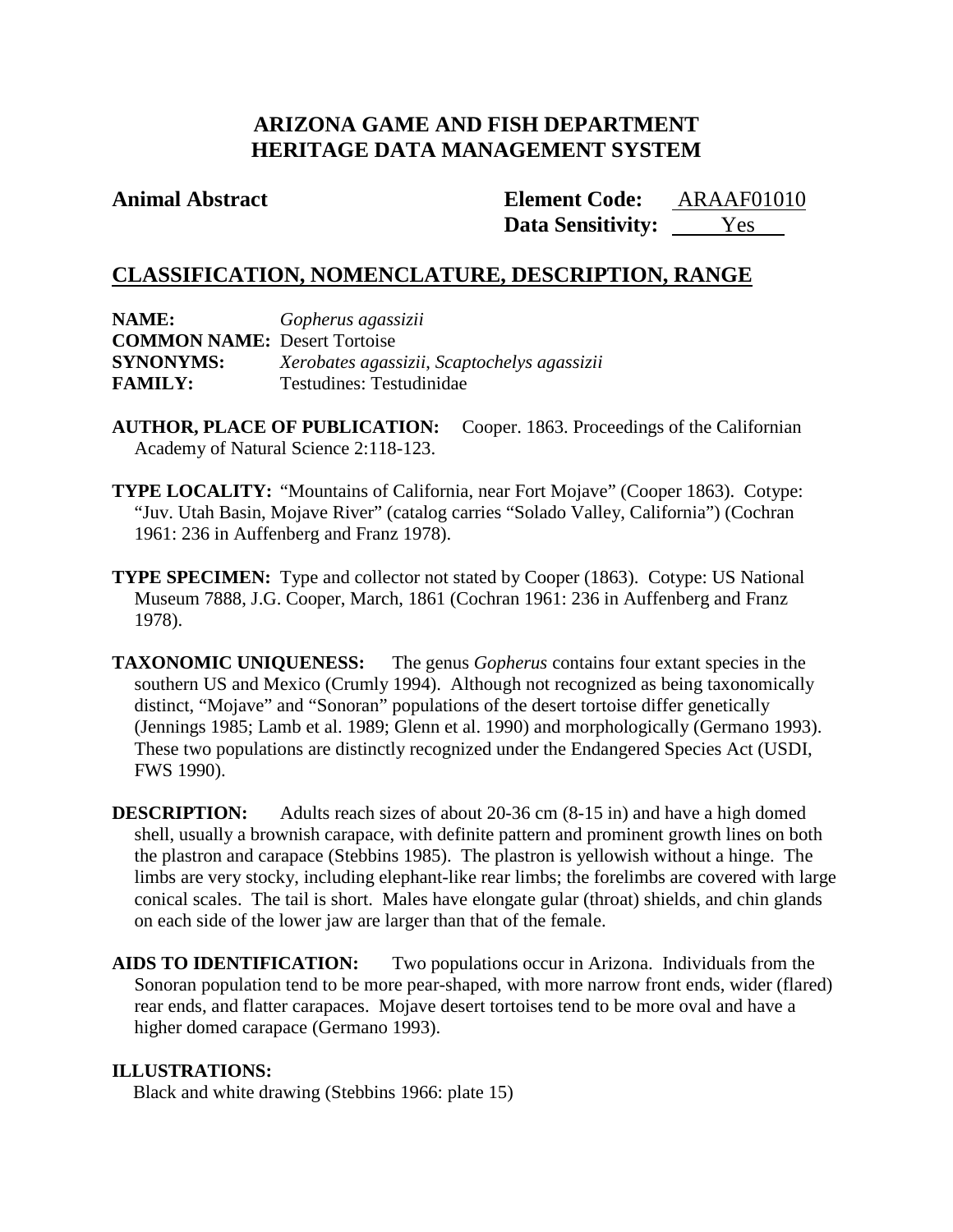# ARIZONA GAME AND FISH DEPARTMENT
# HERITAGE DATA MANAGEMENT SYSTEM

**Animal Abstract**

**Element Code:** ARAAF01010
**Data Sensitivity:** Yes

## CLASSIFICATION, NOMENCLATURE, DESCRIPTION, RANGE

**NAME:** *Gopherus agassizii*
**COMMON NAME:** Desert Tortoise
**SYNONYMS:** *Xerobates agassizii, Scaptochelys agassizii*
**FAMILY:** Testudines: Testudinidae

**AUTHOR, PLACE OF PUBLICATION:** Cooper. 1863. Proceedings of the Californian Academy of Natural Science 2:118-123.

**TYPE LOCALITY:** "Mountains of California, near Fort Mojave" (Cooper 1863). Cotype: "Juv. Utah Basin, Mojave River" (catalog carries "Solado Valley, California") (Cochran 1961: 236 in Auffenberg and Franz 1978).

**TYPE SPECIMEN:** Type and collector not stated by Cooper (1863). Cotype: US National Museum 7888, J.G. Cooper, March, 1861 (Cochran 1961: 236 in Auffenberg and Franz 1978).

**TAXONOMIC UNIQUENESS:** The genus *Gopherus* contains four extant species in the southern US and Mexico (Crumly 1994). Although not recognized as being taxonomically distinct, "Mojave" and "Sonoran" populations of the desert tortoise differ genetically (Jennings 1985; Lamb et al. 1989; Glenn et al. 1990) and morphologically (Germano 1993). These two populations are distinctly recognized under the Endangered Species Act (USDI, FWS 1990).

**DESCRIPTION:** Adults reach sizes of about 20-36 cm (8-15 in) and have a high domed shell, usually a brownish carapace, with definite pattern and prominent growth lines on both the plastron and carapace (Stebbins 1985). The plastron is yellowish without a hinge. The limbs are very stocky, including elephant-like rear limbs; the forelimbs are covered with large conical scales. The tail is short. Males have elongate gular (throat) shields, and chin glands on each side of the lower jaw are larger than that of the female.

**AIDS TO IDENTIFICATION:** Two populations occur in Arizona. Individuals from the Sonoran population tend to be more pear-shaped, with more narrow front ends, wider (flared) rear ends, and flatter carapaces. Mojave desert tortoises tend to be more oval and have a higher domed carapace (Germano 1993).

**ILLUSTRATIONS:**
Black and white drawing (Stebbins 1966: plate 15)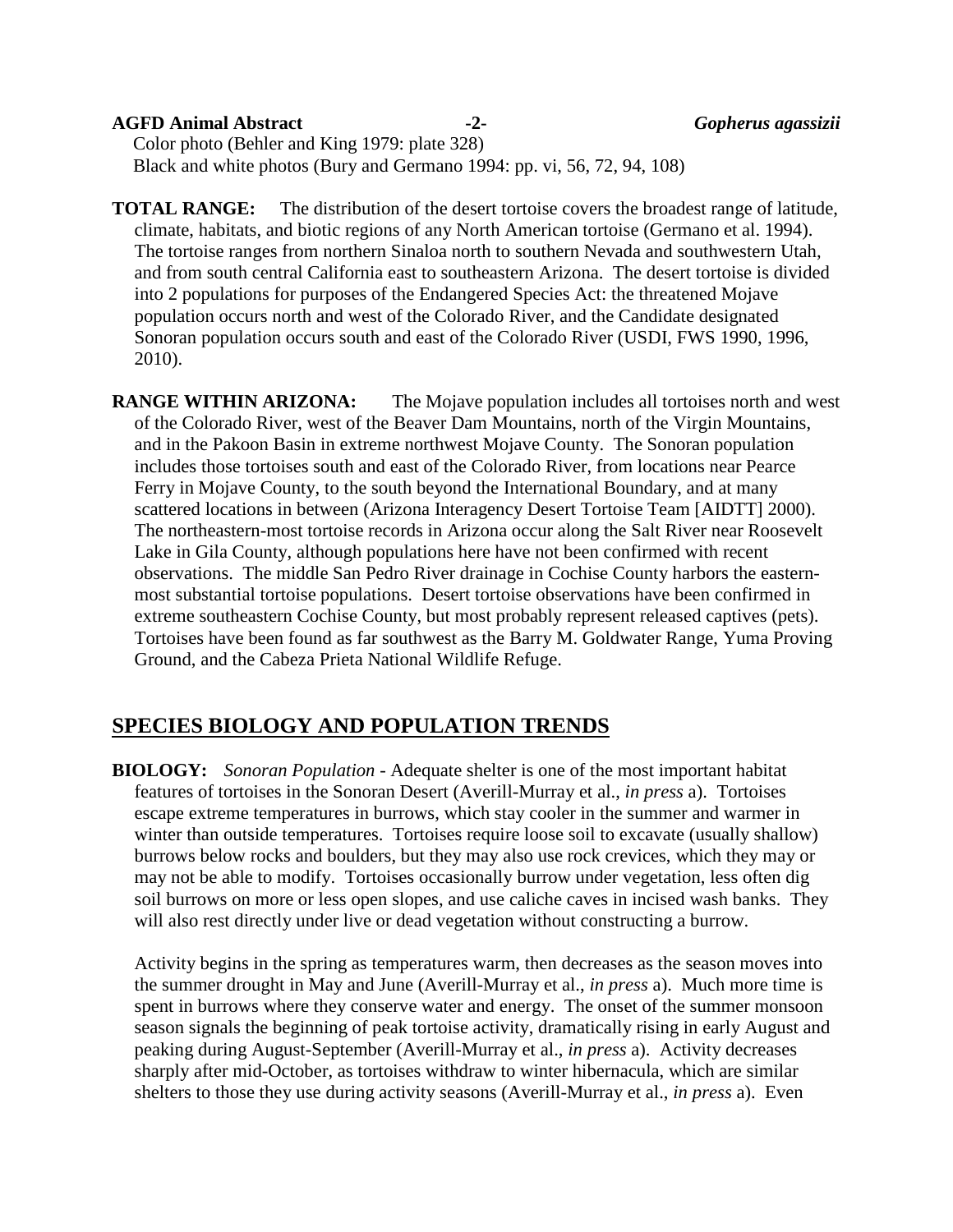Color photo (Behler and King 1979: plate 328)
Black and white photos (Bury and Germano 1994: pp. vi, 56, 72, 94, 108)

**TOTAL RANGE:** The distribution of the desert tortoise covers the broadest range of latitude, climate, habitats, and biotic regions of any North American tortoise (Germano et al. 1994). The tortoise ranges from northern Sinaloa north to southern Nevada and southwestern Utah, and from south central California east to southeastern Arizona. The desert tortoise is divided into 2 populations for purposes of the Endangered Species Act: the threatened Mojave population occurs north and west of the Colorado River, and the Candidate designated Sonoran population occurs south and east of the Colorado River (USDI, FWS 1990, 1996, 2010).

**RANGE WITHIN ARIZONA:** The Mojave population includes all tortoises north and west of the Colorado River, west of the Beaver Dam Mountains, north of the Virgin Mountains, and in the Pakoon Basin in extreme northwest Mojave County. The Sonoran population includes those tortoises south and east of the Colorado River, from locations near Pearce Ferry in Mojave County, to the south beyond the International Boundary, and at many scattered locations in between (Arizona Interagency Desert Tortoise Team [AIDTT] 2000). The northeastern-most tortoise records in Arizona occur along the Salt River near Roosevelt Lake in Gila County, although populations here have not been confirmed with recent observations. The middle San Pedro River drainage in Cochise County harbors the eastern-most substantial tortoise populations. Desert tortoise observations have been confirmed in extreme southeastern Cochise County, but most probably represent released captives (pets). Tortoises have been found as far southwest as the Barry M. Goldwater Range, Yuma Proving Ground, and the Cabeza Prieta National Wildlife Refuge.

## SPECIES BIOLOGY AND POPULATION TRENDS

**BIOLOGY:** *Sonoran Population* - Adequate shelter is one of the most important habitat features of tortoises in the Sonoran Desert (Averill-Murray et al., *in press* a). Tortoises escape extreme temperatures in burrows, which stay cooler in the summer and warmer in winter than outside temperatures. Tortoises require loose soil to excavate (usually shallow) burrows below rocks and boulders, but they may also use rock crevices, which they may or may not be able to modify. Tortoises occasionally burrow under vegetation, less often dig soil burrows on more or less open slopes, and use caliche caves in incised wash banks. They will also rest directly under live or dead vegetation without constructing a burrow.

Activity begins in the spring as temperatures warm, then decreases as the season moves into the summer drought in May and June (Averill-Murray et al., *in press* a). Much more time is spent in burrows where they conserve water and energy. The onset of the summer monsoon season signals the beginning of peak tortoise activity, dramatically rising in early August and peaking during August-September (Averill-Murray et al., *in press* a). Activity decreases sharply after mid-October, as tortoises withdraw to winter hibernacula, which are similar shelters to those they use during activity seasons (Averill-Murray et al., *in press* a). Even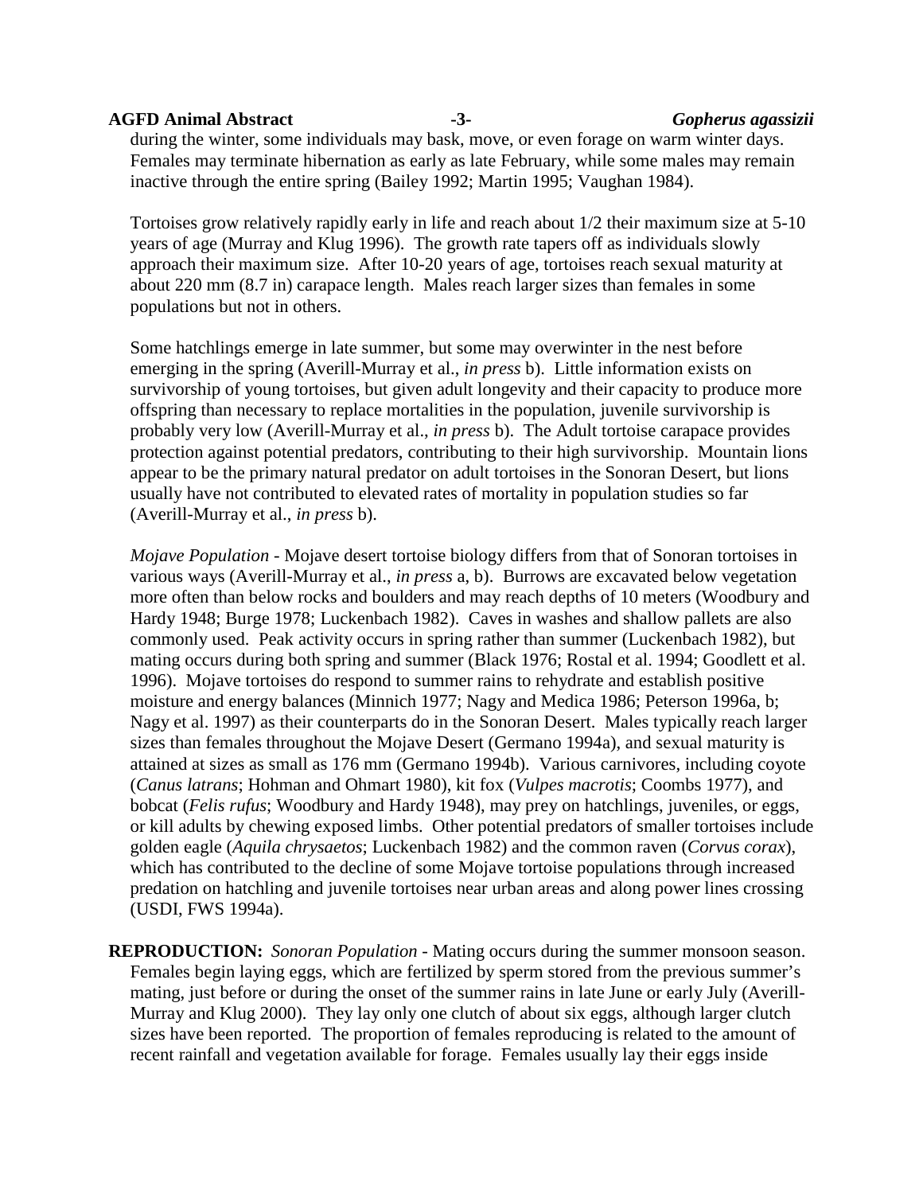during the winter, some individuals may bask, move, or even forage on warm winter days. Females may terminate hibernation as early as late February, while some males may remain inactive through the entire spring (Bailey 1992; Martin 1995; Vaughan 1984).

Tortoises grow relatively rapidly early in life and reach about 1/2 their maximum size at 5-10 years of age (Murray and Klug 1996). The growth rate tapers off as individuals slowly approach their maximum size. After 10-20 years of age, tortoises reach sexual maturity at about 220 mm (8.7 in) carapace length. Males reach larger sizes than females in some populations but not in others.

Some hatchlings emerge in late summer, but some may overwinter in the nest before emerging in the spring (Averill-Murray et al., *in press* b). Little information exists on survivorship of young tortoises, but given adult longevity and their capacity to produce more offspring than necessary to replace mortalities in the population, juvenile survivorship is probably very low (Averill-Murray et al., *in press* b). The Adult tortoise carapace provides protection against potential predators, contributing to their high survivorship. Mountain lions appear to be the primary natural predator on adult tortoises in the Sonoran Desert, but lions usually have not contributed to elevated rates of mortality in population studies so far (Averill-Murray et al., *in press* b).

*Mojave Population* - Mojave desert tortoise biology differs from that of Sonoran tortoises in various ways (Averill-Murray et al., *in press* a, b). Burrows are excavated below vegetation more often than below rocks and boulders and may reach depths of 10 meters (Woodbury and Hardy 1948; Burge 1978; Luckenbach 1982). Caves in washes and shallow pallets are also commonly used. Peak activity occurs in spring rather than summer (Luckenbach 1982), but mating occurs during both spring and summer (Black 1976; Rostal et al. 1994; Goodlett et al. 1996). Mojave tortoises do respond to summer rains to rehydrate and establish positive moisture and energy balances (Minnich 1977; Nagy and Medica 1986; Peterson 1996a, b; Nagy et al. 1997) as their counterparts do in the Sonoran Desert. Males typically reach larger sizes than females throughout the Mojave Desert (Germano 1994a), and sexual maturity is attained at sizes as small as 176 mm (Germano 1994b). Various carnivores, including coyote (*Canus latrans*; Hohman and Ohmart 1980), kit fox (*Vulpes macrotis*; Coombs 1977), and bobcat (*Felis rufus*; Woodbury and Hardy 1948), may prey on hatchlings, juveniles, or eggs, or kill adults by chewing exposed limbs. Other potential predators of smaller tortoises include golden eagle (*Aquila chrysaetos*; Luckenbach 1982) and the common raven (*Corvus corax*), which has contributed to the decline of some Mojave tortoise populations through increased predation on hatchling and juvenile tortoises near urban areas and along power lines crossing (USDI, FWS 1994a).

**REPRODUCTION:** *Sonoran Population* - Mating occurs during the summer monsoon season. Females begin laying eggs, which are fertilized by sperm stored from the previous summer's mating, just before or during the onset of the summer rains in late June or early July (Averill-Murray and Klug 2000). They lay only one clutch of about six eggs, although larger clutch sizes have been reported. The proportion of females reproducing is related to the amount of recent rainfall and vegetation available for forage. Females usually lay their eggs inside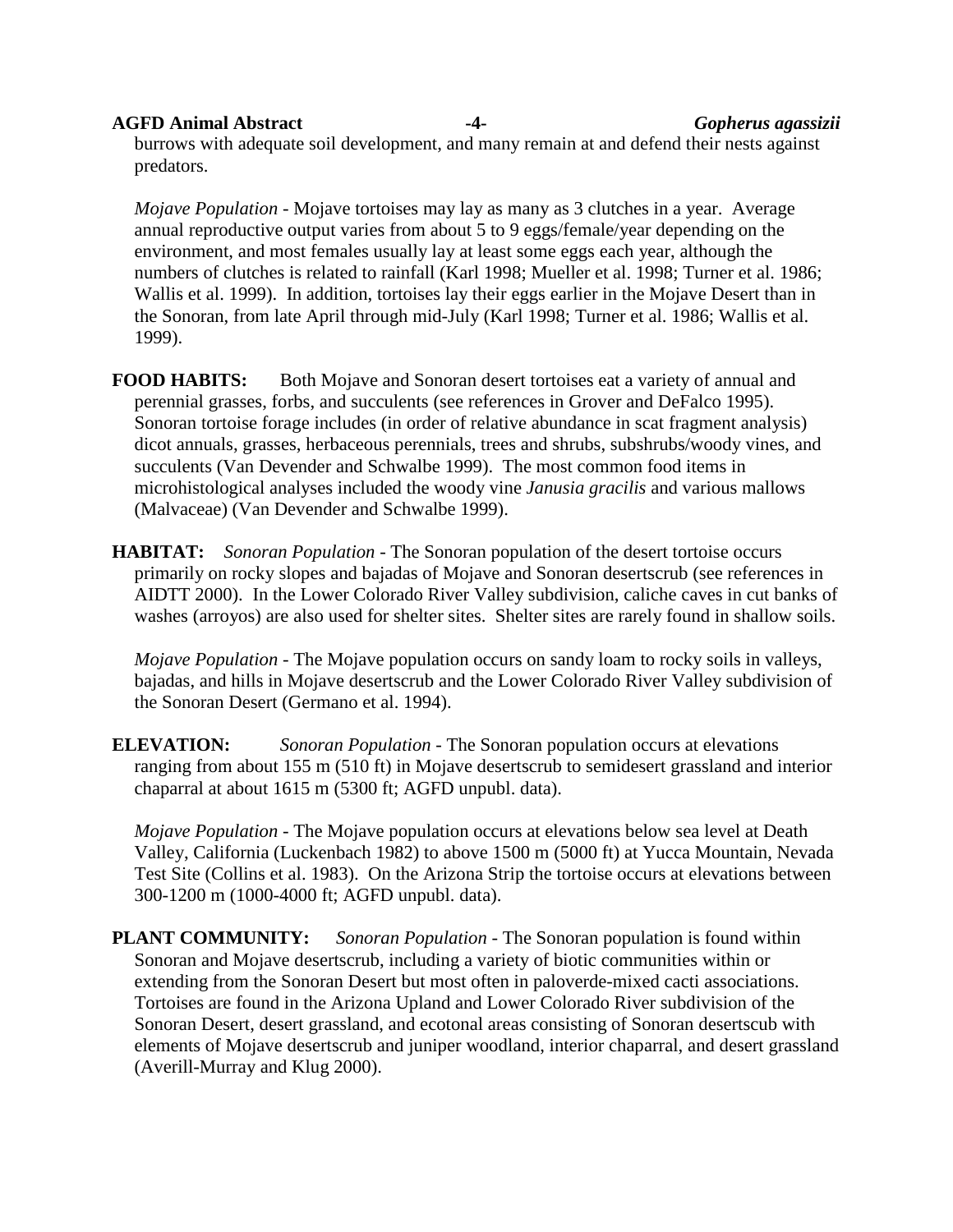burrows with adequate soil development, and many remain at and defend their nests against predators.

*Mojave Population* - Mojave tortoises may lay as many as 3 clutches in a year. Average annual reproductive output varies from about 5 to 9 eggs/female/year depending on the environment, and most females usually lay at least some eggs each year, although the numbers of clutches is related to rainfall (Karl 1998; Mueller et al. 1998; Turner et al. 1986; Wallis et al. 1999). In addition, tortoises lay their eggs earlier in the Mojave Desert than in the Sonoran, from late April through mid-July (Karl 1998; Turner et al. 1986; Wallis et al. 1999).

**FOOD HABITS:** Both Mojave and Sonoran desert tortoises eat a variety of annual and perennial grasses, forbs, and succulents (see references in Grover and DeFalco 1995). Sonoran tortoise forage includes (in order of relative abundance in scat fragment analysis) dicot annuals, grasses, herbaceous perennials, trees and shrubs, subshrubs/woody vines, and succulents (Van Devender and Schwalbe 1999). The most common food items in microhistological analyses included the woody vine *Janusia gracilis* and various mallows (Malvaceae) (Van Devender and Schwalbe 1999).

**HABITAT:** *Sonoran Population* - The Sonoran population of the desert tortoise occurs primarily on rocky slopes and bajadas of Mojave and Sonoran desertscrub (see references in AIDTT 2000). In the Lower Colorado River Valley subdivision, caliche caves in cut banks of washes (arroyos) are also used for shelter sites. Shelter sites are rarely found in shallow soils.

*Mojave Population* - The Mojave population occurs on sandy loam to rocky soils in valleys, bajadas, and hills in Mojave desertscrub and the Lower Colorado River Valley subdivision of the Sonoran Desert (Germano et al. 1994).

**ELEVATION:** *Sonoran Population* - The Sonoran population occurs at elevations ranging from about 155 m (510 ft) in Mojave desertscrub to semidesert grassland and interior chaparral at about 1615 m (5300 ft; AGFD unpubl. data).

*Mojave Population* - The Mojave population occurs at elevations below sea level at Death Valley, California (Luckenbach 1982) to above 1500 m (5000 ft) at Yucca Mountain, Nevada Test Site (Collins et al. 1983). On the Arizona Strip the tortoise occurs at elevations between 300-1200 m (1000-4000 ft; AGFD unpubl. data).

**PLANT COMMUNITY:** *Sonoran Population* - The Sonoran population is found within Sonoran and Mojave desertscrub, including a variety of biotic communities within or extending from the Sonoran Desert but most often in paloverde-mixed cacti associations. Tortoises are found in the Arizona Upland and Lower Colorado River subdivision of the Sonoran Desert, desert grassland, and ecotonal areas consisting of Sonoran desertscub with elements of Mojave desertscrub and juniper woodland, interior chaparral, and desert grassland (Averill-Murray and Klug 2000).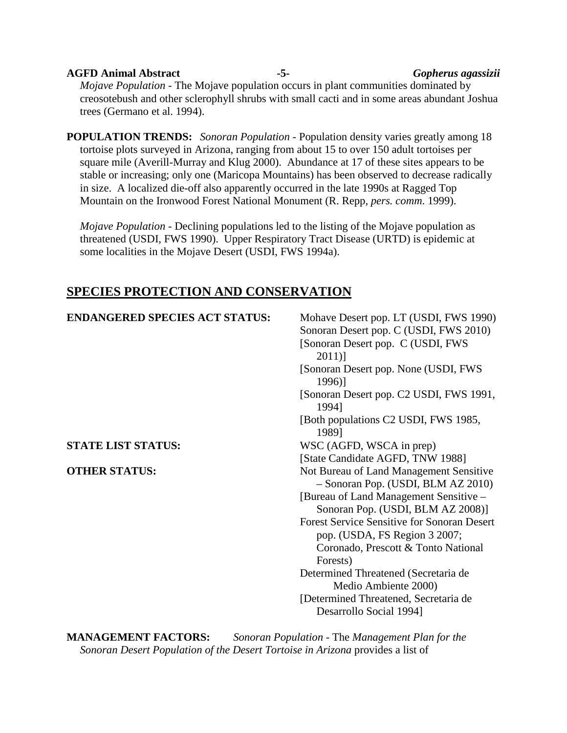*Mojave Population* - The Mojave population occurs in plant communities dominated by creosotebush and other sclerophyll shrubs with small cacti and in some areas abundant Joshua trees (Germano et al. 1994).

**POPULATION TRENDS:** *Sonoran Population* - Population density varies greatly among 18 tortoise plots surveyed in Arizona, ranging from about 15 to over 150 adult tortoises per square mile (Averill-Murray and Klug 2000). Abundance at 17 of these sites appears to be stable or increasing; only one (Maricopa Mountains) has been observed to decrease radically in size. A localized die-off also apparently occurred in the late 1990s at Ragged Top Mountain on the Ironwood Forest National Monument (R. Repp, *pers. comm.* 1999).

*Mojave Population* - Declining populations led to the listing of the Mojave population as threatened (USDI, FWS 1990). Upper Respiratory Tract Disease (URTD) is epidemic at some localities in the Mojave Desert (USDI, FWS 1994a).

## SPECIES PROTECTION AND CONSERVATION

**ENDANGERED SPECIES ACT STATUS:**
Mohave Desert pop. LT (USDI, FWS 1990)
Sonoran Desert pop. C (USDI, FWS 2010)
[Sonoran Desert pop. C (USDI, FWS 2011)]
[Sonoran Desert pop. None (USDI, FWS 1996)]
[Sonoran Desert pop. C2 USDI, FWS 1991, 1994]
[Both populations C2 USDI, FWS 1985, 1989]

**STATE LIST STATUS:**
WSC (AGFD, WSCA in prep)
[State Candidate AGFD, TNW 1988]

**OTHER STATUS:**
Not Bureau of Land Management Sensitive – Sonoran Pop. (USDI, BLM AZ 2010)
[Bureau of Land Management Sensitive – Sonoran Pop. (USDI, BLM AZ 2008)]
Forest Service Sensitive for Sonoran Desert pop. (USDA, FS Region 3 2007; Coronado, Prescott & Tonto National Forests)
Determined Threatened (Secretaria de Medio Ambiente 2000)
[Determined Threatened, Secretaria de Desarrollo Social 1994]

**MANAGEMENT FACTORS:** *Sonoran Population* - The *Management Plan for the Sonoran Desert Population of the Desert Tortoise in Arizona* provides a list of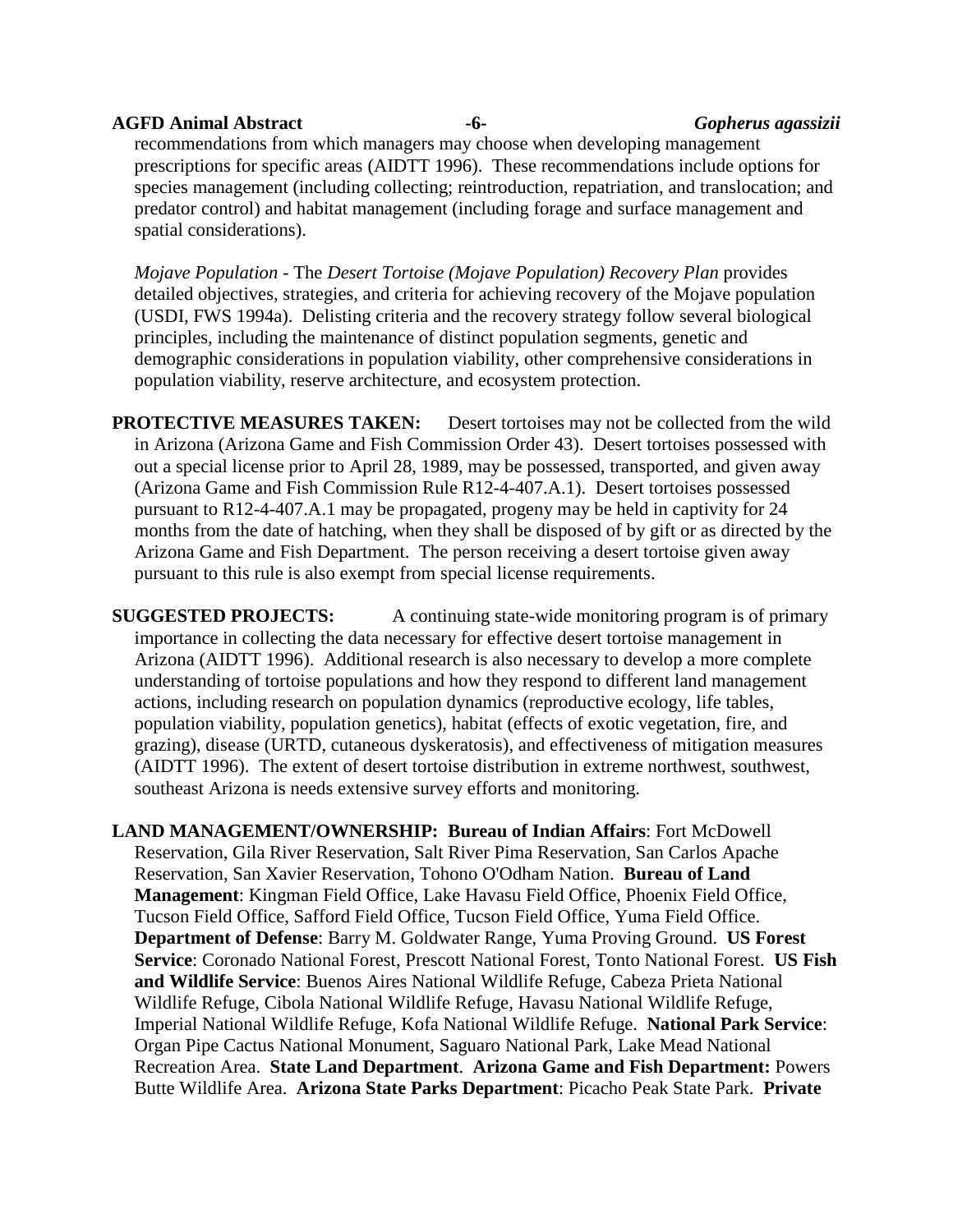recommendations from which managers may choose when developing management prescriptions for specific areas (AIDTT 1996). These recommendations include options for species management (including collecting; reintroduction, repatriation, and translocation; and predator control) and habitat management (including forage and surface management and spatial considerations).

*Mojave Population* - The *Desert Tortoise (Mojave Population) Recovery Plan* provides detailed objectives, strategies, and criteria for achieving recovery of the Mojave population (USDI, FWS 1994a). Delisting criteria and the recovery strategy follow several biological principles, including the maintenance of distinct population segments, genetic and demographic considerations in population viability, other comprehensive considerations in population viability, reserve architecture, and ecosystem protection.

**PROTECTIVE MEASURES TAKEN:** Desert tortoises may not be collected from the wild in Arizona (Arizona Game and Fish Commission Order 43). Desert tortoises possessed with out a special license prior to April 28, 1989, may be possessed, transported, and given away (Arizona Game and Fish Commission Rule R12-4-407.A.1). Desert tortoises possessed pursuant to R12-4-407.A.1 may be propagated, progeny may be held in captivity for 24 months from the date of hatching, when they shall be disposed of by gift or as directed by the Arizona Game and Fish Department. The person receiving a desert tortoise given away pursuant to this rule is also exempt from special license requirements.

**SUGGESTED PROJECTS:** A continuing state-wide monitoring program is of primary importance in collecting the data necessary for effective desert tortoise management in Arizona (AIDTT 1996). Additional research is also necessary to develop a more complete understanding of tortoise populations and how they respond to different land management actions, including research on population dynamics (reproductive ecology, life tables, population viability, population genetics), habitat (effects of exotic vegetation, fire, and grazing), disease (URTD, cutaneous dyskeratosis), and effectiveness of mitigation measures (AIDTT 1996). The extent of desert tortoise distribution in extreme northwest, southwest, southeast Arizona is needs extensive survey efforts and monitoring.

**LAND MANAGEMENT/OWNERSHIP:** **Bureau of Indian Affairs**: Fort McDowell Reservation, Gila River Reservation, Salt River Pima Reservation, San Carlos Apache Reservation, San Xavier Reservation, Tohono O'Odham Nation. **Bureau of Land Management**: Kingman Field Office, Lake Havasu Field Office, Phoenix Field Office, Tucson Field Office, Safford Field Office, Tucson Field Office, Yuma Field Office. **Department of Defense**: Barry M. Goldwater Range, Yuma Proving Ground. **US Forest Service**: Coronado National Forest, Prescott National Forest, Tonto National Forest. **US Fish and Wildlife Service**: Buenos Aires National Wildlife Refuge, Cabeza Prieta National Wildlife Refuge, Cibola National Wildlife Refuge, Havasu National Wildlife Refuge, Imperial National Wildlife Refuge, Kofa National Wildlife Refuge. **National Park Service**: Organ Pipe Cactus National Monument, Saguaro National Park, Lake Mead National Recreation Area. **State Land Department**. **Arizona Game and Fish Department:** Powers Butte Wildlife Area. **Arizona State Parks Department**: Picacho Peak State Park. **Private**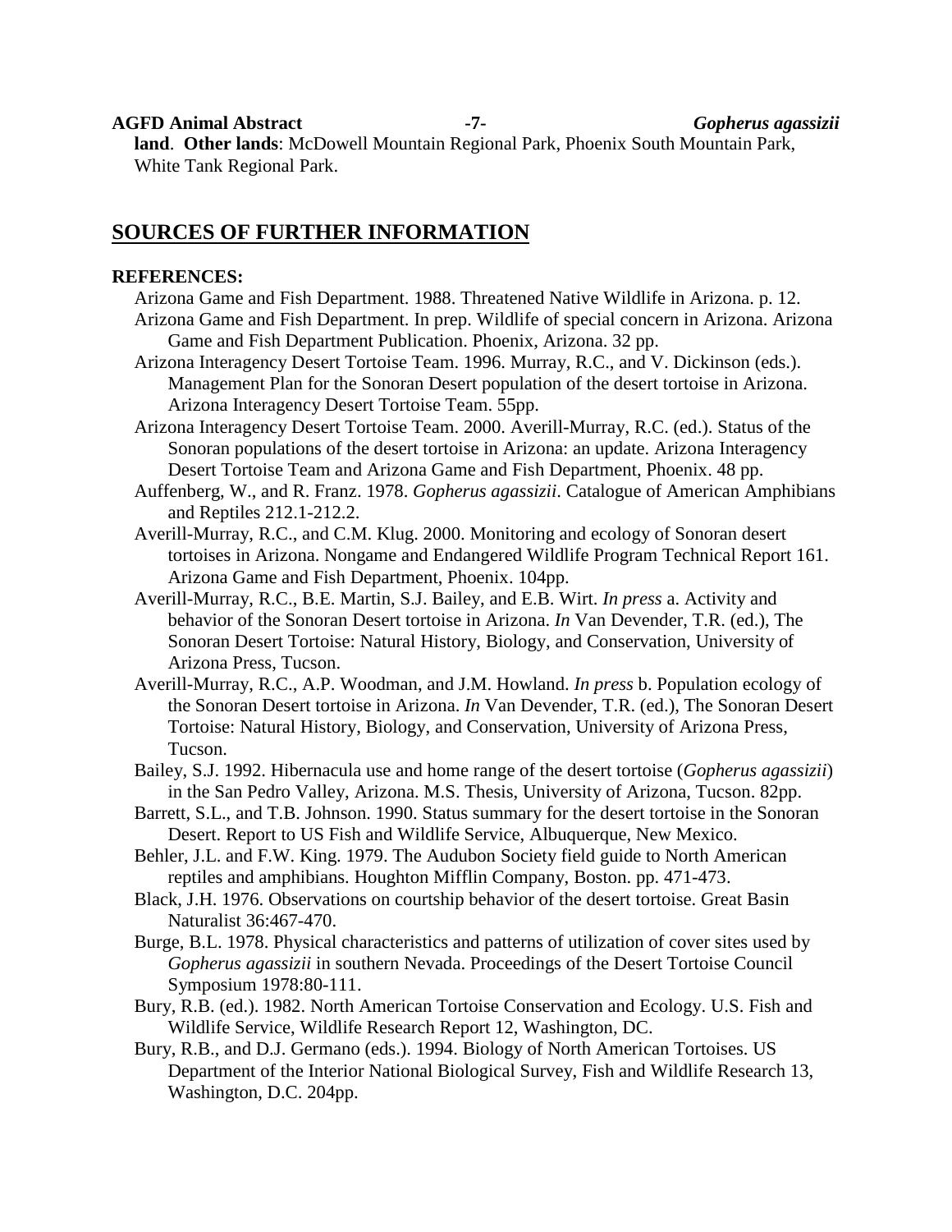**land**. **Other lands**: McDowell Mountain Regional Park, Phoenix South Mountain Park, White Tank Regional Park.

## SOURCES OF FURTHER INFORMATION

**REFERENCES:**

Arizona Game and Fish Department. 1988. Threatened Native Wildlife in Arizona. p. 12.

Arizona Game and Fish Department. In prep. Wildlife of special concern in Arizona. Arizona Game and Fish Department Publication. Phoenix, Arizona. 32 pp.

Arizona Interagency Desert Tortoise Team. 1996. Murray, R.C., and V. Dickinson (eds.). Management Plan for the Sonoran Desert population of the desert tortoise in Arizona. Arizona Interagency Desert Tortoise Team. 55pp.

Arizona Interagency Desert Tortoise Team. 2000. Averill-Murray, R.C. (ed.). Status of the Sonoran populations of the desert tortoise in Arizona: an update. Arizona Interagency Desert Tortoise Team and Arizona Game and Fish Department, Phoenix. 48 pp.

Auffenberg, W., and R. Franz. 1978. *Gopherus agassizii*. Catalogue of American Amphibians and Reptiles 212.1-212.2.

Averill-Murray, R.C., and C.M. Klug. 2000. Monitoring and ecology of Sonoran desert tortoises in Arizona. Nongame and Endangered Wildlife Program Technical Report 161. Arizona Game and Fish Department, Phoenix. 104pp.

Averill-Murray, R.C., B.E. Martin, S.J. Bailey, and E.B. Wirt. *In press* a. Activity and behavior of the Sonoran Desert tortoise in Arizona. *In* Van Devender, T.R. (ed.), The Sonoran Desert Tortoise: Natural History, Biology, and Conservation, University of Arizona Press, Tucson.

Averill-Murray, R.C., A.P. Woodman, and J.M. Howland. *In press* b. Population ecology of the Sonoran Desert tortoise in Arizona. *In* Van Devender, T.R. (ed.), The Sonoran Desert Tortoise: Natural History, Biology, and Conservation, University of Arizona Press, Tucson.

Bailey, S.J. 1992. Hibernacula use and home range of the desert tortoise (*Gopherus agassizii*) in the San Pedro Valley, Arizona. M.S. Thesis, University of Arizona, Tucson. 82pp.

Barrett, S.L., and T.B. Johnson. 1990. Status summary for the desert tortoise in the Sonoran Desert. Report to US Fish and Wildlife Service, Albuquerque, New Mexico.

Behler, J.L. and F.W. King. 1979. The Audubon Society field guide to North American reptiles and amphibians. Houghton Mifflin Company, Boston. pp. 471-473.

Black, J.H. 1976. Observations on courtship behavior of the desert tortoise. Great Basin Naturalist 36:467-470.

Burge, B.L. 1978. Physical characteristics and patterns of utilization of cover sites used by *Gopherus agassizii* in southern Nevada. Proceedings of the Desert Tortoise Council Symposium 1978:80-111.

Bury, R.B. (ed.). 1982. North American Tortoise Conservation and Ecology. U.S. Fish and Wildlife Service, Wildlife Research Report 12, Washington, DC.

Bury, R.B., and D.J. Germano (eds.). 1994. Biology of North American Tortoises. US Department of the Interior National Biological Survey, Fish and Wildlife Research 13, Washington, D.C. 204pp.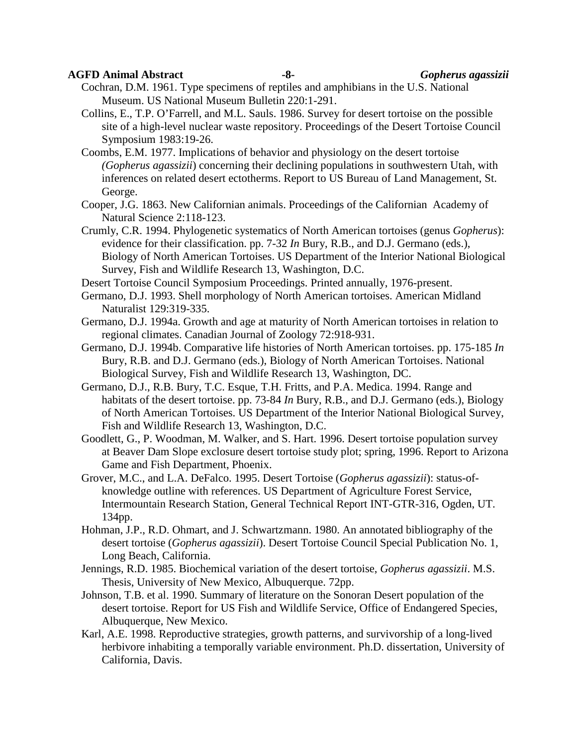Cochran, D.M. 1961. Type specimens of reptiles and amphibians in the U.S. National Museum. US National Museum Bulletin 220:1-291.

Collins, E., T.P. O'Farrell, and M.L. Sauls. 1986. Survey for desert tortoise on the possible site of a high-level nuclear waste repository. Proceedings of the Desert Tortoise Council Symposium 1983:19-26.

Coombs, E.M. 1977. Implications of behavior and physiology on the desert tortoise *(Gopherus agassizii*) concerning their declining populations in southwestern Utah, with inferences on related desert ectotherms. Report to US Bureau of Land Management, St. George.

Cooper, J.G. 1863. New Californian animals. Proceedings of the Californian Academy of Natural Science 2:118-123.

Crumly, C.R. 1994. Phylogenetic systematics of North American tortoises (genus *Gopherus*): evidence for their classification. pp. 7-32 *In* Bury, R.B., and D.J. Germano (eds.), Biology of North American Tortoises. US Department of the Interior National Biological Survey, Fish and Wildlife Research 13, Washington, D.C.

Desert Tortoise Council Symposium Proceedings. Printed annually, 1976-present.

Germano, D.J. 1993. Shell morphology of North American tortoises. American Midland Naturalist 129:319-335.

Germano, D.J. 1994a. Growth and age at maturity of North American tortoises in relation to regional climates. Canadian Journal of Zoology 72:918-931.

Germano, D.J. 1994b. Comparative life histories of North American tortoises. pp. 175-185 *In* Bury, R.B. and D.J. Germano (eds.), Biology of North American Tortoises. National Biological Survey, Fish and Wildlife Research 13, Washington, DC.

Germano, D.J., R.B. Bury, T.C. Esque, T.H. Fritts, and P.A. Medica. 1994. Range and habitats of the desert tortoise. pp. 73-84 *In* Bury, R.B., and D.J. Germano (eds.), Biology of North American Tortoises. US Department of the Interior National Biological Survey, Fish and Wildlife Research 13, Washington, D.C.

Goodlett, G., P. Woodman, M. Walker, and S. Hart. 1996. Desert tortoise population survey at Beaver Dam Slope exclosure desert tortoise study plot; spring, 1996. Report to Arizona Game and Fish Department, Phoenix.

Grover, M.C., and L.A. DeFalco. 1995. Desert Tortoise (*Gopherus agassizii*): status-of-knowledge outline with references. US Department of Agriculture Forest Service, Intermountain Research Station, General Technical Report INT-GTR-316, Ogden, UT. 134pp.

Hohman, J.P., R.D. Ohmart, and J. Schwartzmann. 1980. An annotated bibliography of the desert tortoise (*Gopherus agassizii*). Desert Tortoise Council Special Publication No. 1, Long Beach, California.

Jennings, R.D. 1985. Biochemical variation of the desert tortoise, *Gopherus agassizii*. M.S. Thesis, University of New Mexico, Albuquerque. 72pp.

Johnson, T.B. et al. 1990. Summary of literature on the Sonoran Desert population of the desert tortoise. Report for US Fish and Wildlife Service, Office of Endangered Species, Albuquerque, New Mexico.

Karl, A.E. 1998. Reproductive strategies, growth patterns, and survivorship of a long-lived herbivore inhabiting a temporally variable environment. Ph.D. dissertation, University of California, Davis.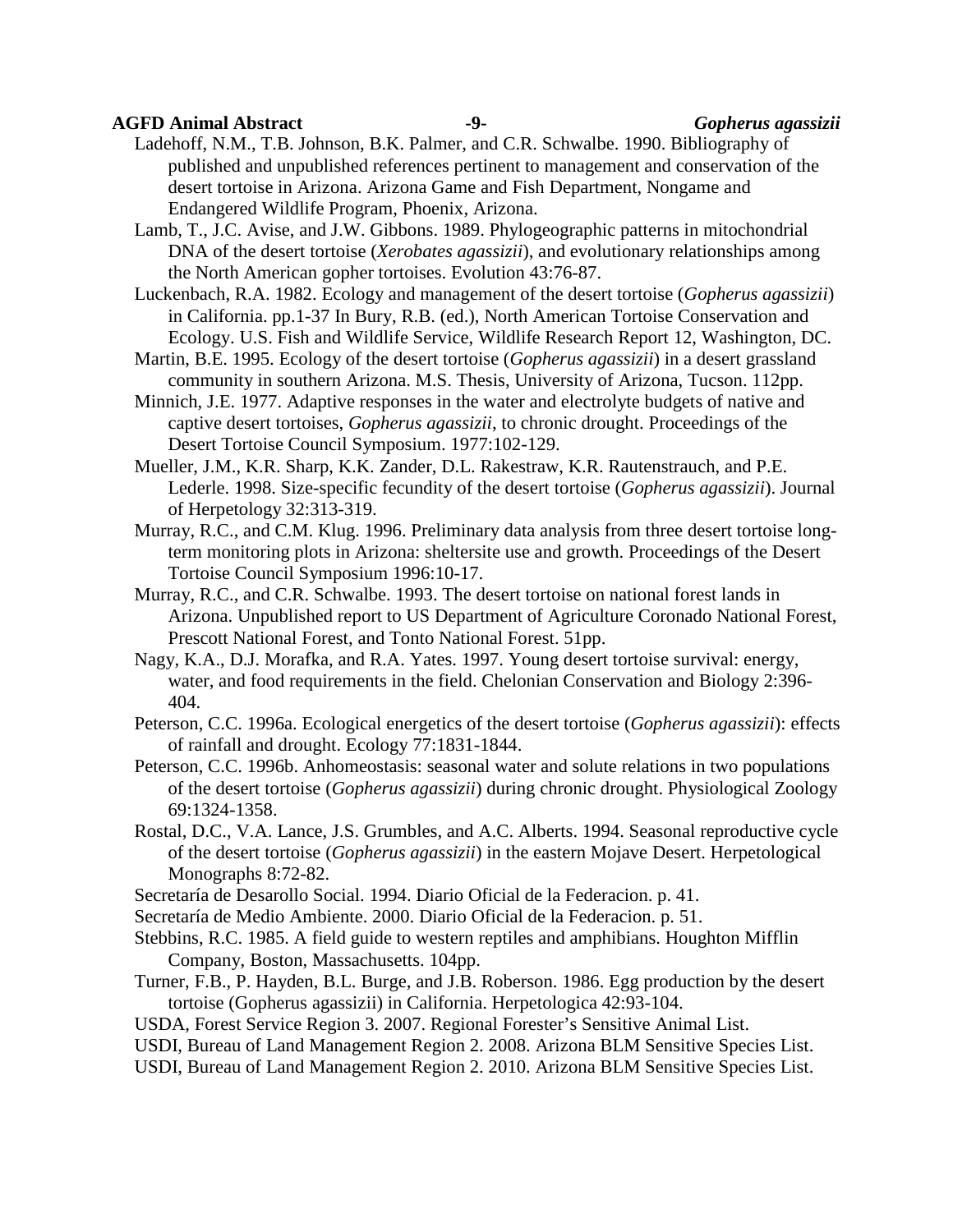Ladehoff, N.M., T.B. Johnson, B.K. Palmer, and C.R. Schwalbe. 1990. Bibliography of published and unpublished references pertinent to management and conservation of the desert tortoise in Arizona. Arizona Game and Fish Department, Nongame and Endangered Wildlife Program, Phoenix, Arizona.

Lamb, T., J.C. Avise, and J.W. Gibbons. 1989. Phylogeographic patterns in mitochondrial DNA of the desert tortoise (*Xerobates agassizii*), and evolutionary relationships among the North American gopher tortoises. Evolution 43:76-87.

Luckenbach, R.A. 1982. Ecology and management of the desert tortoise (*Gopherus agassizii*) in California. pp.1-37 In Bury, R.B. (ed.), North American Tortoise Conservation and Ecology. U.S. Fish and Wildlife Service, Wildlife Research Report 12, Washington, DC.

Martin, B.E. 1995. Ecology of the desert tortoise (*Gopherus agassizii*) in a desert grassland community in southern Arizona. M.S. Thesis, University of Arizona, Tucson. 112pp.

Minnich, J.E. 1977. Adaptive responses in the water and electrolyte budgets of native and captive desert tortoises, *Gopherus agassizii*, to chronic drought. Proceedings of the Desert Tortoise Council Symposium. 1977:102-129.

Mueller, J.M., K.R. Sharp, K.K. Zander, D.L. Rakestraw, K.R. Rautenstrauch, and P.E. Lederle. 1998. Size-specific fecundity of the desert tortoise (*Gopherus agassizii*). Journal of Herpetology 32:313-319.

Murray, R.C., and C.M. Klug. 1996. Preliminary data analysis from three desert tortoise long-term monitoring plots in Arizona: sheltersite use and growth. Proceedings of the Desert Tortoise Council Symposium 1996:10-17.

Murray, R.C., and C.R. Schwalbe. 1993. The desert tortoise on national forest lands in Arizona. Unpublished report to US Department of Agriculture Coronado National Forest, Prescott National Forest, and Tonto National Forest. 51pp.

Nagy, K.A., D.J. Morafka, and R.A. Yates. 1997. Young desert tortoise survival: energy, water, and food requirements in the field. Chelonian Conservation and Biology 2:396-404.

Peterson, C.C. 1996a. Ecological energetics of the desert tortoise (*Gopherus agassizii*): effects of rainfall and drought. Ecology 77:1831-1844.

Peterson, C.C. 1996b. Anhomeostasis: seasonal water and solute relations in two populations of the desert tortoise (*Gopherus agassizii*) during chronic drought. Physiological Zoology 69:1324-1358.

Rostal, D.C., V.A. Lance, J.S. Grumbles, and A.C. Alberts. 1994. Seasonal reproductive cycle of the desert tortoise (*Gopherus agassizii*) in the eastern Mojave Desert. Herpetological Monographs 8:72-82.

Secretaría de Desarollo Social. 1994. Diario Oficial de la Federacion. p. 41.

Secretaría de Medio Ambiente. 2000. Diario Oficial de la Federacion. p. 51.

Stebbins, R.C. 1985. A field guide to western reptiles and amphibians. Houghton Mifflin Company, Boston, Massachusetts. 104pp.

Turner, F.B., P. Hayden, B.L. Burge, and J.B. Roberson. 1986. Egg production by the desert tortoise (Gopherus agassizii) in California. Herpetologica 42:93-104.

USDA, Forest Service Region 3. 2007. Regional Forester's Sensitive Animal List.

USDI, Bureau of Land Management Region 2. 2008. Arizona BLM Sensitive Species List.

USDI, Bureau of Land Management Region 2. 2010. Arizona BLM Sensitive Species List.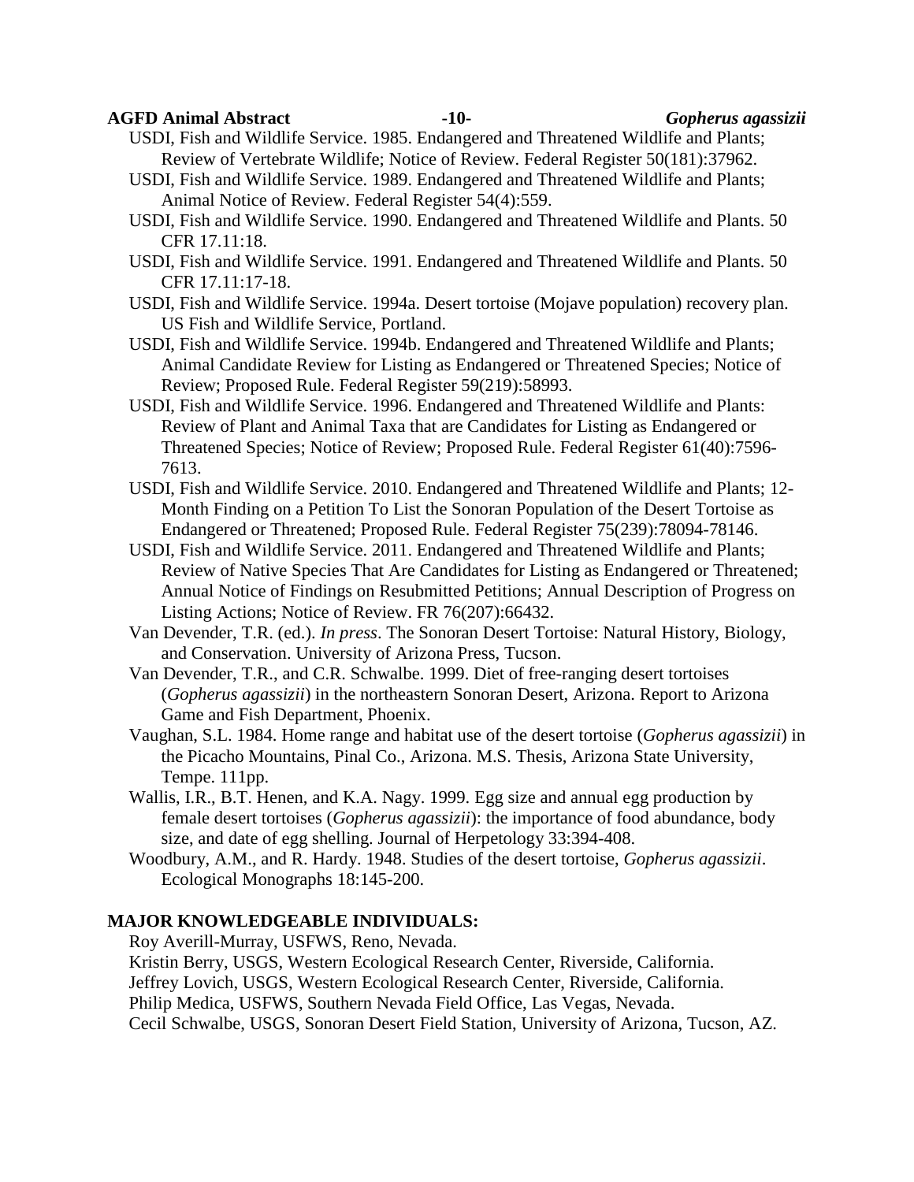USDI, Fish and Wildlife Service. 1985. Endangered and Threatened Wildlife and Plants; Review of Vertebrate Wildlife; Notice of Review. Federal Register 50(181):37962.

USDI, Fish and Wildlife Service. 1989. Endangered and Threatened Wildlife and Plants; Animal Notice of Review. Federal Register 54(4):559.

USDI, Fish and Wildlife Service. 1990. Endangered and Threatened Wildlife and Plants. 50 CFR 17.11:18.

USDI, Fish and Wildlife Service. 1991. Endangered and Threatened Wildlife and Plants. 50 CFR 17.11:17-18.

USDI, Fish and Wildlife Service. 1994a. Desert tortoise (Mojave population) recovery plan. US Fish and Wildlife Service, Portland.

USDI, Fish and Wildlife Service. 1994b. Endangered and Threatened Wildlife and Plants; Animal Candidate Review for Listing as Endangered or Threatened Species; Notice of Review; Proposed Rule. Federal Register 59(219):58993.

USDI, Fish and Wildlife Service. 1996. Endangered and Threatened Wildlife and Plants: Review of Plant and Animal Taxa that are Candidates for Listing as Endangered or Threatened Species; Notice of Review; Proposed Rule. Federal Register 61(40):7596-7613.

USDI, Fish and Wildlife Service. 2010. Endangered and Threatened Wildlife and Plants; 12-Month Finding on a Petition To List the Sonoran Population of the Desert Tortoise as Endangered or Threatened; Proposed Rule. Federal Register 75(239):78094-78146.

USDI, Fish and Wildlife Service. 2011. Endangered and Threatened Wildlife and Plants; Review of Native Species That Are Candidates for Listing as Endangered or Threatened; Annual Notice of Findings on Resubmitted Petitions; Annual Description of Progress on Listing Actions; Notice of Review. FR 76(207):66432.

Van Devender, T.R. (ed.). *In press*. The Sonoran Desert Tortoise: Natural History, Biology, and Conservation. University of Arizona Press, Tucson.

Van Devender, T.R., and C.R. Schwalbe. 1999. Diet of free-ranging desert tortoises (*Gopherus agassizii*) in the northeastern Sonoran Desert, Arizona. Report to Arizona Game and Fish Department, Phoenix.

Vaughan, S.L. 1984. Home range and habitat use of the desert tortoise (*Gopherus agassizii*) in the Picacho Mountains, Pinal Co., Arizona. M.S. Thesis, Arizona State University, Tempe. 111pp.

Wallis, I.R., B.T. Henen, and K.A. Nagy. 1999. Egg size and annual egg production by female desert tortoises (*Gopherus agassizii*): the importance of food abundance, body size, and date of egg shelling. Journal of Herpetology 33:394-408.

Woodbury, A.M., and R. Hardy. 1948. Studies of the desert tortoise, *Gopherus agassizii*. Ecological Monographs 18:145-200.

## MAJOR KNOWLEDGEABLE INDIVIDUALS:

Roy Averill-Murray, USFWS, Reno, Nevada.
Kristin Berry, USGS, Western Ecological Research Center, Riverside, California.
Jeffrey Lovich, USGS, Western Ecological Research Center, Riverside, California.
Philip Medica, USFWS, Southern Nevada Field Office, Las Vegas, Nevada.
Cecil Schwalbe, USGS, Sonoran Desert Field Station, University of Arizona, Tucson, AZ.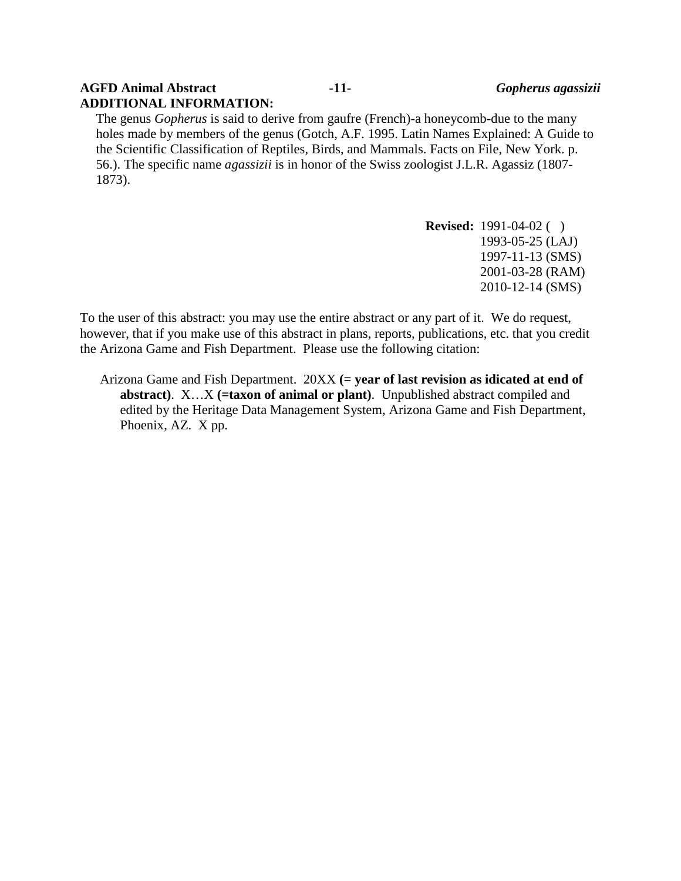**ADDITIONAL INFORMATION:**

The genus *Gopherus* is said to derive from gaufre (French)-a honeycomb-due to the many holes made by members of the genus (Gotch, A.F. 1995. Latin Names Explained: A Guide to the Scientific Classification of Reptiles, Birds, and Mammals. Facts on File, New York. p. 56.). The specific name *agassizii* is in honor of the Swiss zoologist J.L.R. Agassiz (1807-1873).

**Revised:** 1991-04-02 ( )
1993-05-25 (LAJ)
1997-11-13 (SMS)
2001-03-28 (RAM)
2010-12-14 (SMS)

To the user of this abstract: you may use the entire abstract or any part of it. We do request, however, that if you make use of this abstract in plans, reports, publications, etc. that you credit the Arizona Game and Fish Department. Please use the following citation:

Arizona Game and Fish Department. 20XX **(= year of last revision as idicated at end of abstract)**. X…X **(=taxon of animal or plant)**. Unpublished abstract compiled and edited by the Heritage Data Management System, Arizona Game and Fish Department, Phoenix, AZ. X pp.